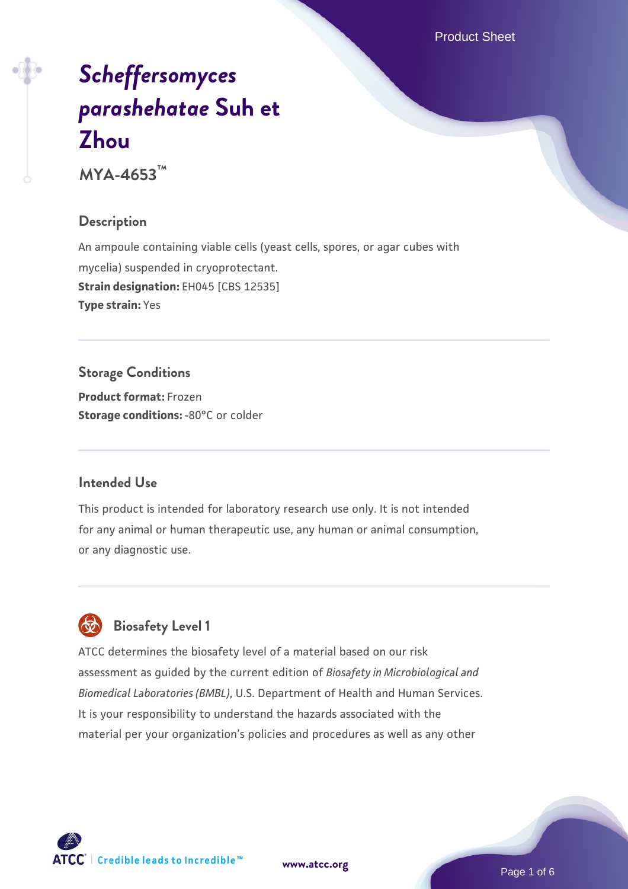# *Scheffersomyces parashehatae* Suh et Zhou

**MYA-4653™**

## Description

An ampoule containing viable cells (yeast cells, spores, or agar cubes with mycelia) suspended in cryoprotectant.

**Strain designation:** EH045 [CBS 12535]

**Type strain:** Yes

## Storage Conditions

**Product format:** Frozen

**Storage conditions:** -80°C or colder

## Intended Use

This product is intended for laboratory research use only. It is not intended for any animal or human therapeutic use, any human or animal consumption, or any diagnostic use.

## Biosafety Level 1

ATCC determines the biosafety level of a material based on our risk assessment as guided by the current edition of *Biosafety in Microbiological and Biomedical Laboratories (BMBL)*, U.S. Department of Health and Human Services. It is your responsibility to understand the hazards associated with the material per your organization's policies and procedures as well as any other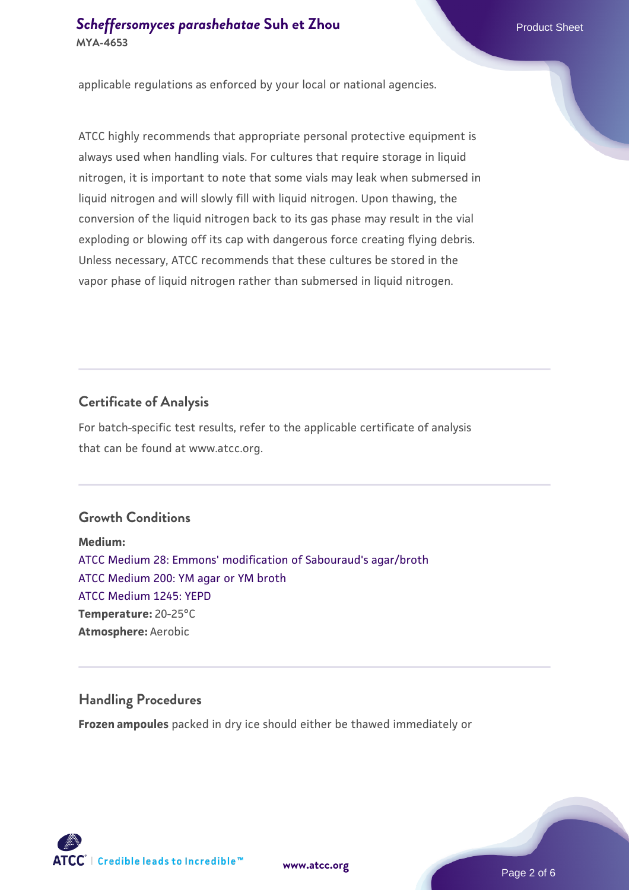applicable regulations as enforced by your local or national agencies.

ATCC highly recommends that appropriate personal protective equipment is always used when handling vials. For cultures that require storage in liquid nitrogen, it is important to note that some vials may leak when submersed in liquid nitrogen and will slowly fill with liquid nitrogen. Upon thawing, the conversion of the liquid nitrogen back to its gas phase may result in the vial exploding or blowing off its cap with dangerous force creating flying debris. Unless necessary, ATCC recommends that these cultures be stored in the vapor phase of liquid nitrogen rather than submersed in liquid nitrogen.

## Certificate of Analysis

For batch-specific test results, refer to the applicable certificate of analysis that can be found at www.atcc.org.

## Growth Conditions

**Medium:**
ATCC Medium 28: Emmons' modification of Sabouraud's agar/broth
ATCC Medium 200: YM agar or YM broth
ATCC Medium 1245: YEPD
**Temperature:** 20-25°C
**Atmosphere:** Aerobic

## Handling Procedures

**Frozen ampoules** packed in dry ice should either be thawed immediately or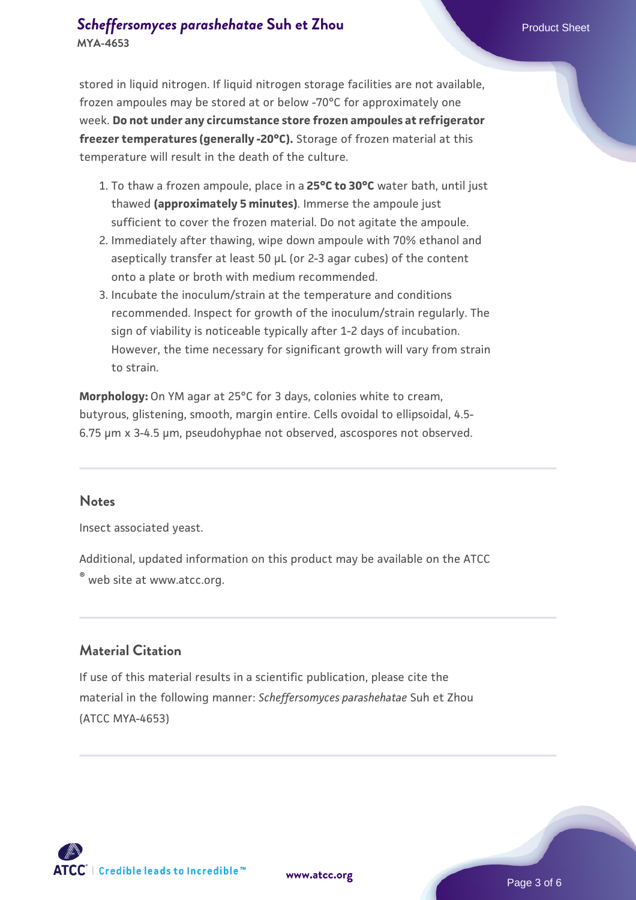stored in liquid nitrogen. If liquid nitrogen storage facilities are not available, frozen ampoules may be stored at or below -70°C for approximately one week. **Do not under any circumstance store frozen ampoules at refrigerator freezer temperatures (generally -20°C).** Storage of frozen material at this temperature will result in the death of the culture.

1. To thaw a frozen ampoule, place in a **25°C to 30°C** water bath, until just thawed **(approximately 5 minutes)**. Immerse the ampoule just sufficient to cover the frozen material. Do not agitate the ampoule.
2. Immediately after thawing, wipe down ampoule with 70% ethanol and aseptically transfer at least 50 µL (or 2-3 agar cubes) of the content onto a plate or broth with medium recommended.
3. Incubate the inoculum/strain at the temperature and conditions recommended. Inspect for growth of the inoculum/strain regularly. The sign of viability is noticeable typically after 1-2 days of incubation. However, the time necessary for significant growth will vary from strain to strain.

**Morphology:** On YM agar at 25°C for 3 days, colonies white to cream, butyrous, glistening, smooth, margin entire. Cells ovoidal to ellipsoidal, 4.5-6.75 µm x 3-4.5 µm, pseudohyphae not observed, ascospores not observed.

## Notes

Insect associated yeast.

Additional, updated information on this product may be available on the ATCC® web site at www.atcc.org.

## Material Citation

If use of this material results in a scientific publication, please cite the material in the following manner: *Scheffersomyces parashehatae* Suh et Zhou (ATCC MYA-4653)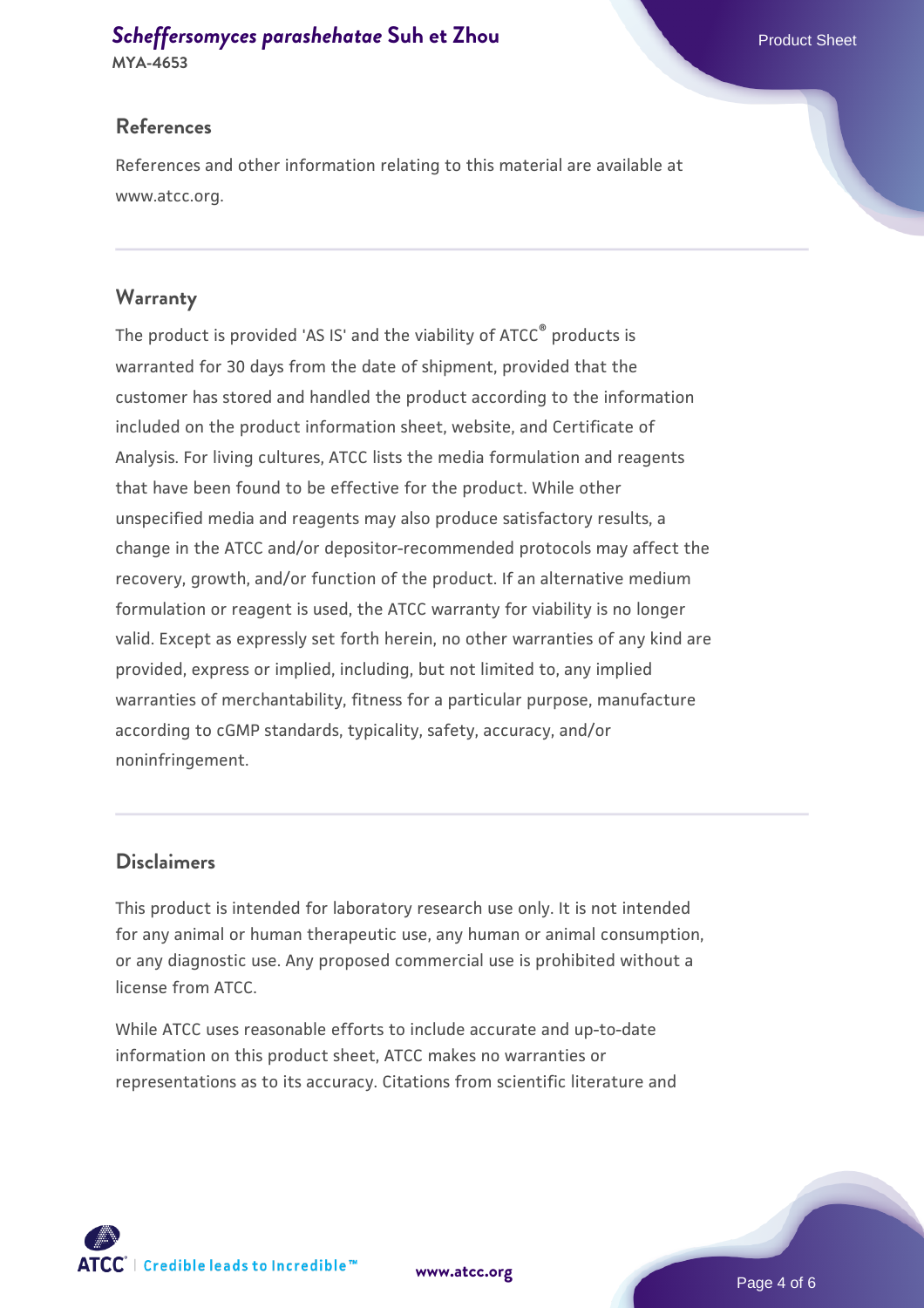## References

References and other information relating to this material are available at www.atcc.org.

## Warranty

The product is provided 'AS IS' and the viability of ATCC® products is warranted for 30 days from the date of shipment, provided that the customer has stored and handled the product according to the information included on the product information sheet, website, and Certificate of Analysis. For living cultures, ATCC lists the media formulation and reagents that have been found to be effective for the product. While other unspecified media and reagents may also produce satisfactory results, a change in the ATCC and/or depositor-recommended protocols may affect the recovery, growth, and/or function of the product. If an alternative medium formulation or reagent is used, the ATCC warranty for viability is no longer valid. Except as expressly set forth herein, no other warranties of any kind are provided, express or implied, including, but not limited to, any implied warranties of merchantability, fitness for a particular purpose, manufacture according to cGMP standards, typicality, safety, accuracy, and/or noninfringement.

## Disclaimers

This product is intended for laboratory research use only. It is not intended for any animal or human therapeutic use, any human or animal consumption, or any diagnostic use. Any proposed commercial use is prohibited without a license from ATCC.

While ATCC uses reasonable efforts to include accurate and up-to-date information on this product sheet, ATCC makes no warranties or representations as to its accuracy. Citations from scientific literature and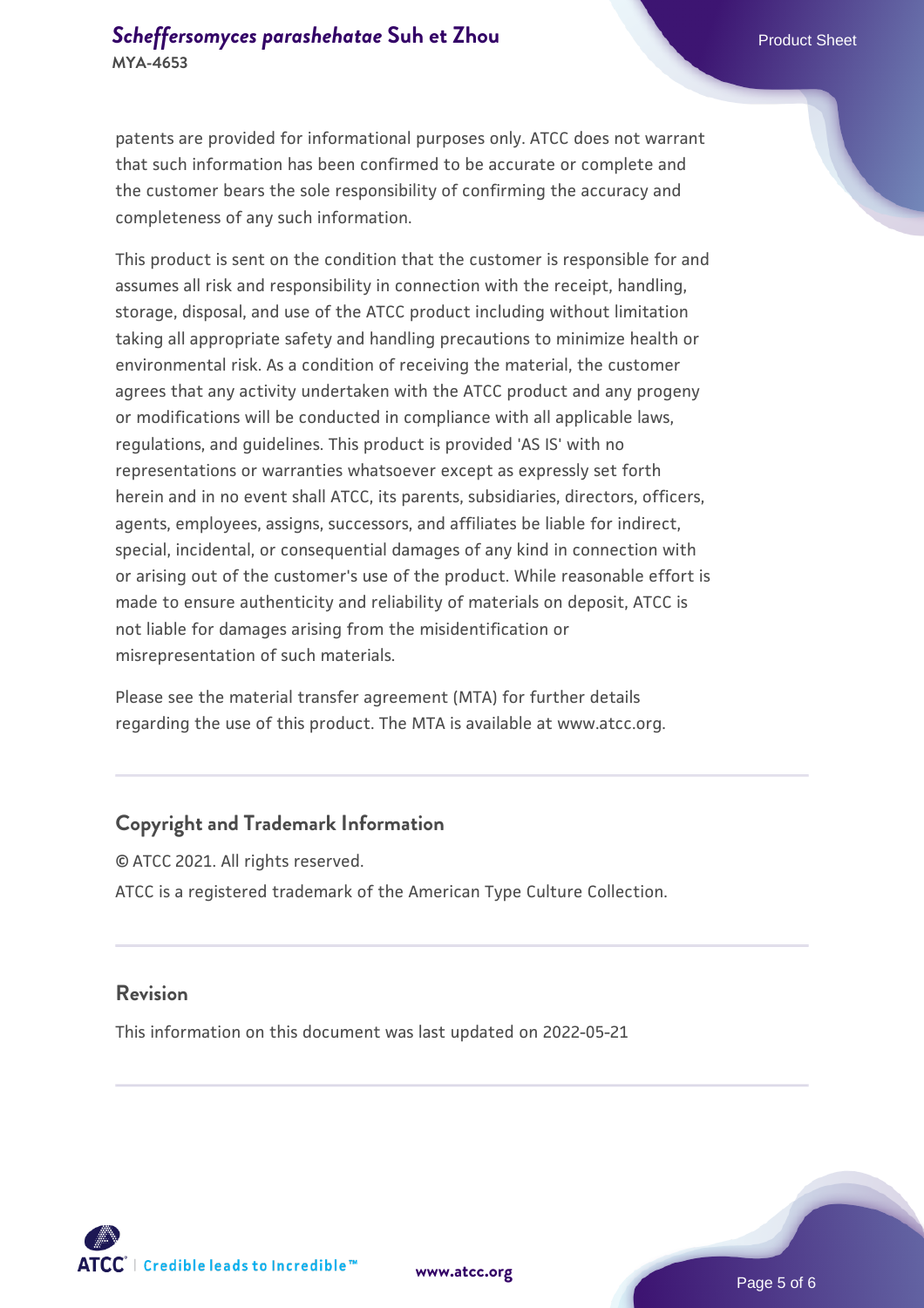patents are provided for informational purposes only. ATCC does not warrant that such information has been confirmed to be accurate or complete and the customer bears the sole responsibility of confirming the accuracy and completeness of any such information.

This product is sent on the condition that the customer is responsible for and assumes all risk and responsibility in connection with the receipt, handling, storage, disposal, and use of the ATCC product including without limitation taking all appropriate safety and handling precautions to minimize health or environmental risk. As a condition of receiving the material, the customer agrees that any activity undertaken with the ATCC product and any progeny or modifications will be conducted in compliance with all applicable laws, regulations, and guidelines. This product is provided 'AS IS' with no representations or warranties whatsoever except as expressly set forth herein and in no event shall ATCC, its parents, subsidiaries, directors, officers, agents, employees, assigns, successors, and affiliates be liable for indirect, special, incidental, or consequential damages of any kind in connection with or arising out of the customer's use of the product. While reasonable effort is made to ensure authenticity and reliability of materials on deposit, ATCC is not liable for damages arising from the misidentification or misrepresentation of such materials.

Please see the material transfer agreement (MTA) for further details regarding the use of this product. The MTA is available at www.atcc.org.

## Copyright and Trademark Information

© ATCC 2021. All rights reserved.

ATCC is a registered trademark of the American Type Culture Collection.

## Revision

This information on this document was last updated on 2022-05-21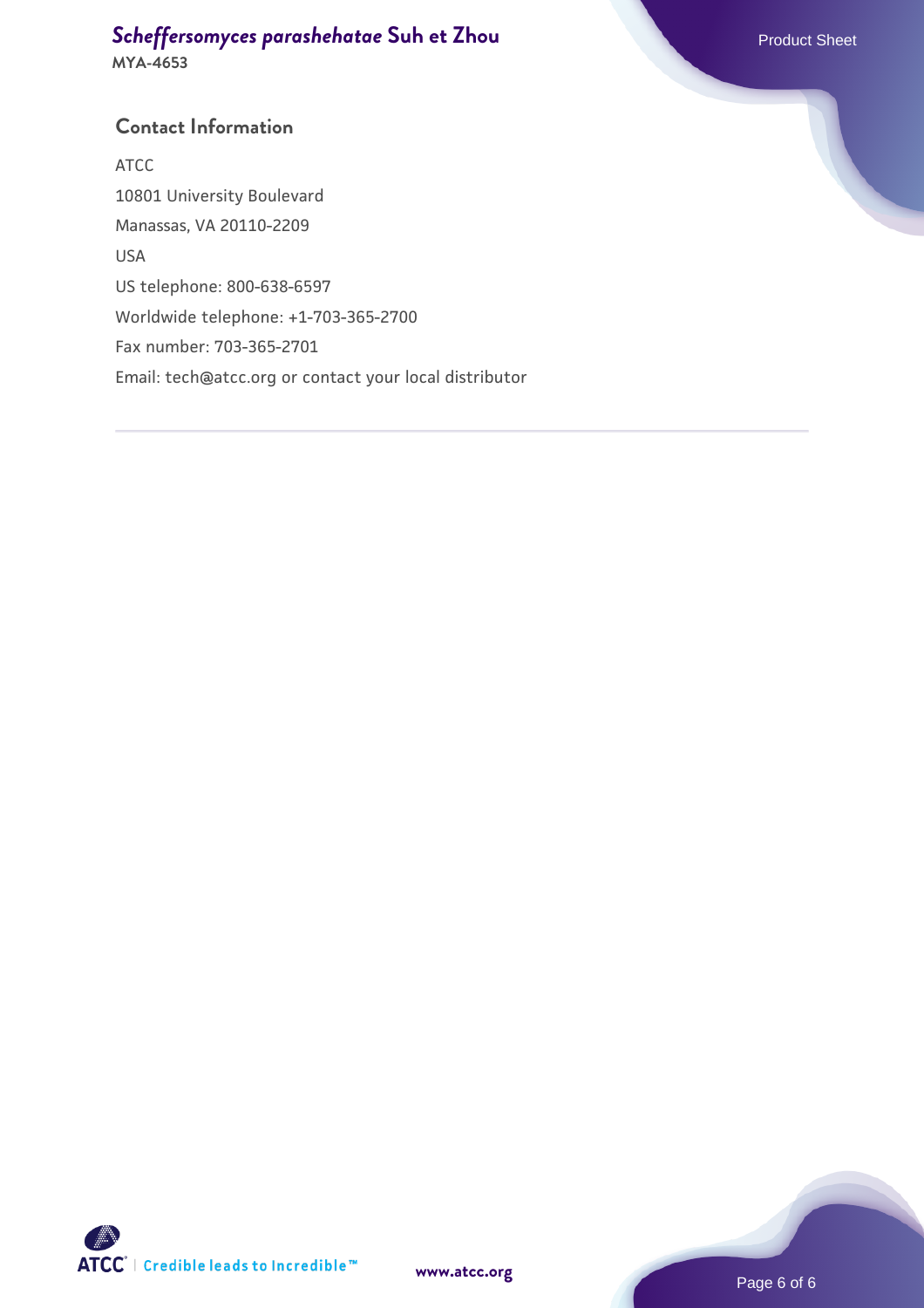## Contact Information

ATCC
10801 University Boulevard
Manassas, VA 20110-2209
USA
US telephone: 800-638-6597
Worldwide telephone: +1-703-365-2700
Fax number: 703-365-2701
Email: tech@atcc.org or contact your local distributor